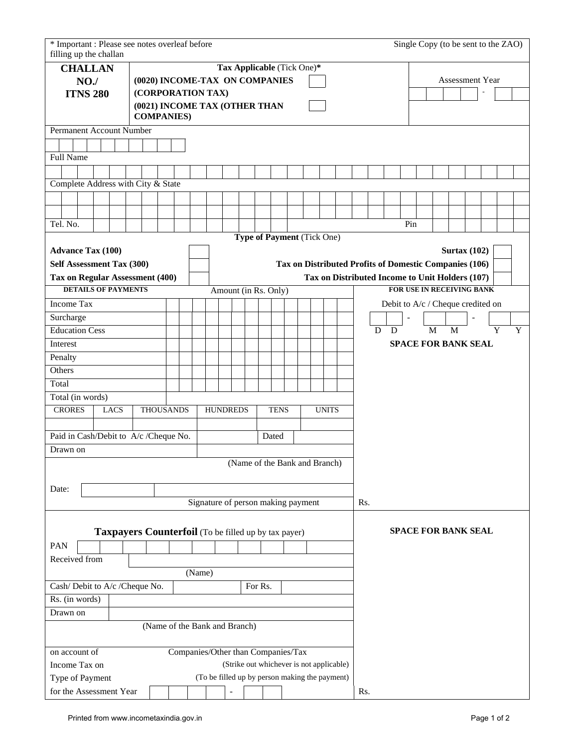\* Important : Please see notes overleaf before filling up the challan

Single Copy (to be sent to the ZAO)

| **CHALLAN NO./ ITNS 280** | **Tax Applicable** (Tick One)\* | | Assessment Year |
|---|---|---|---|
| | **(0020) INCOME-TAX ON COMPANIES (CORPORATION TAX)** | ☐ | - |
| | **(0021) INCOME TAX (OTHER THAN COMPANIES)** | ☐ | |

Permanent Account Number

Full Name

Complete Address with City & State

Tel. No. | Pin

**Type of Payment** (Tick One)

| | | | |
|---|---|---|---|
| **Advance Tax (100)** | ☐ | **Surtax (102)** | ☐ |
| **Self Assessment Tax (300)** | ☐ | **Tax on Distributed Profits of Domestic Companies (106)** | ☐ |
| **Tax on Regular Assessment (400)** | ☐ | **Tax on Distributed Income to Unit Holders (107)** | ☐ |

| **DETAILS OF PAYMENTS** | Amount (in Rs. Only) |
|---|---|
| Income Tax | |
| Surcharge | |
| Education Cess | |
| Interest | |
| Penalty | |
| Others | |
| Total | |
| Total (in words) | |

| CRORES | LACS | THOUSANDS | HUNDREDS | TENS | UNITS |
|---|---|---|---|---|---|
| | | | | | |

Paid in Cash/Debit to A/c /Cheque No. | Dated

Drawn on

(Name of the Bank and Branch)

Date:

Signature of person making payment

**FOR USE IN RECEIVING BANK**

Debit to A/c / Cheque credited on

D D - M M - Y Y

**SPACE FOR BANK SEAL**

Rs.

---

**Taxpayers Counterfoil** (To be filled up by tax payer)

PAN

Received from

(Name)

Cash/ Debit to A/c /Cheque No. | For Rs.

Rs. (in words)

Drawn on

(Name of the Bank and Branch)

on account of Companies/Other than Companies/Tax

Income Tax on (Strike out whichever is not applicable)

Type of Payment (To be filled up by person making the payment)

for the Assessment Year -

**SPACE FOR BANK SEAL**

Rs.

Printed from www.incometaxindia.gov.in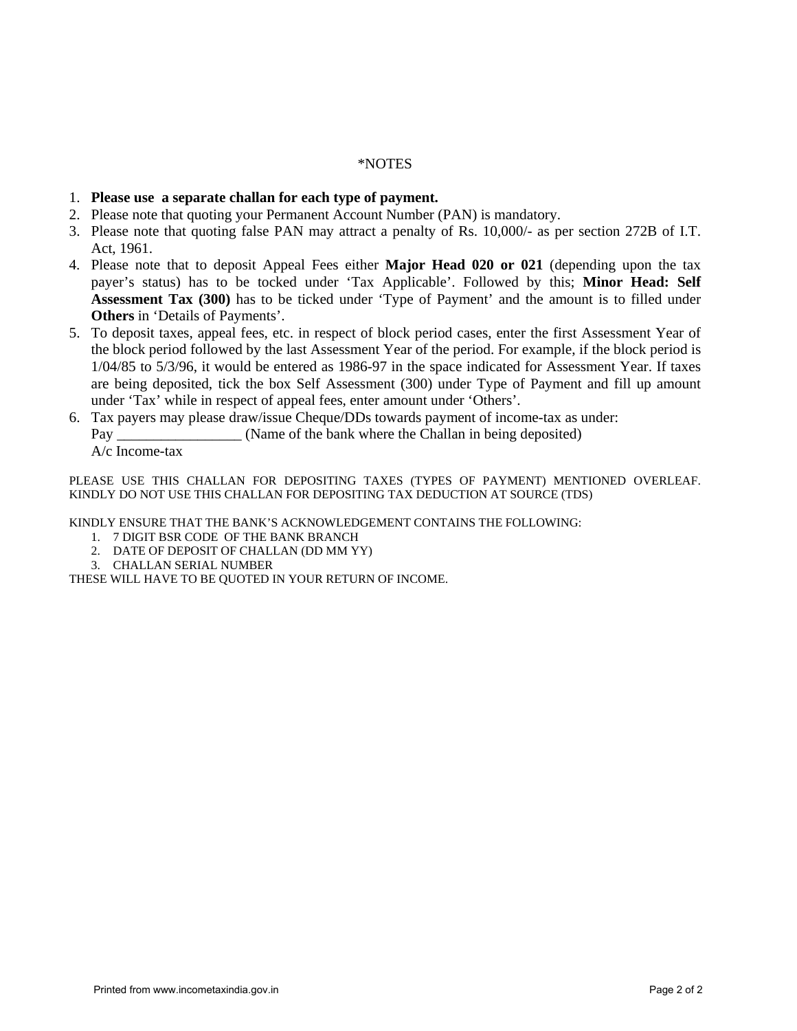*NOTES

1. **Please use a separate challan for each type of payment.**
2. Please note that quoting your Permanent Account Number (PAN) is mandatory.
3. Please note that quoting false PAN may attract a penalty of Rs. 10,000/- as per section 272B of I.T. Act, 1961.
4. Please note that to deposit Appeal Fees either **Major Head 020 or 021** (depending upon the tax payer's status) has to be tocked under 'Tax Applicable'. Followed by this; **Minor Head: Self Assessment Tax (300)** has to be ticked under 'Type of Payment' and the amount is to filled under **Others** in 'Details of Payments'.
5. To deposit taxes, appeal fees, etc. in respect of block period cases, enter the first Assessment Year of the block period followed by the last Assessment Year of the period. For example, if the block period is 1/04/85 to 5/3/96, it would be entered as 1986-97 in the space indicated for Assessment Year. If taxes are being deposited, tick the box Self Assessment (300) under Type of Payment and fill up amount under 'Tax' while in respect of appeal fees, enter amount under 'Others'.
6. Tax payers may please draw/issue Cheque/DDs towards payment of income-tax as under:
   Pay _________________ (Name of the bank where the Challan in being deposited)
   A/c Income-tax

PLEASE USE THIS CHALLAN FOR DEPOSITING TAXES (TYPES OF PAYMENT) MENTIONED OVERLEAF. KINDLY DO NOT USE THIS CHALLAN FOR DEPOSITING TAX DEDUCTION AT SOURCE (TDS)

KINDLY ENSURE THAT THE BANK'S ACKNOWLEDGEMENT CONTAINS THE FOLLOWING:

1. 7 DIGIT BSR CODE OF THE BANK BRANCH
2. DATE OF DEPOSIT OF CHALLAN (DD MM YY)
3. CHALLAN SERIAL NUMBER

THESE WILL HAVE TO BE QUOTED IN YOUR RETURN OF INCOME.